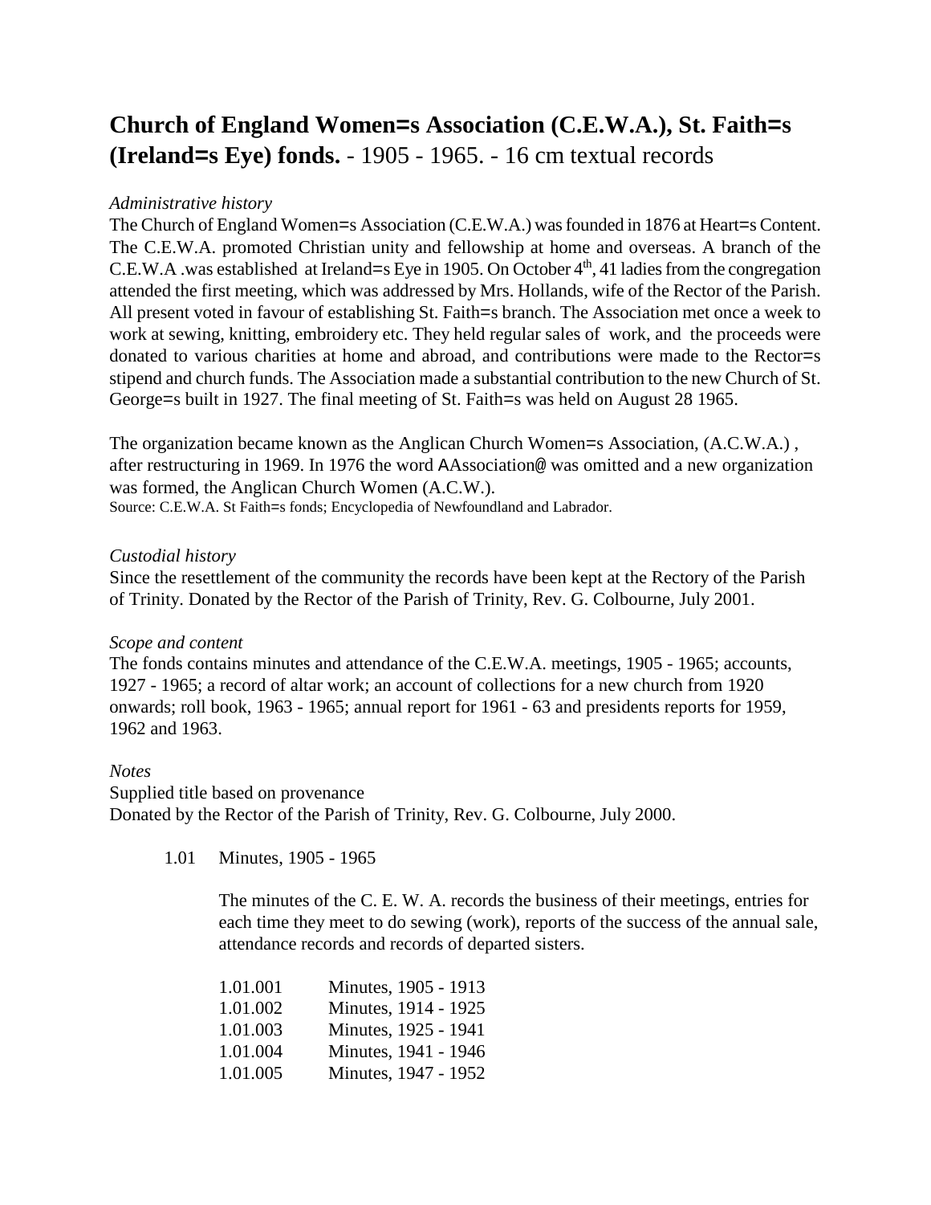# **Church of England Women=s Association (C.E.W.A.), St. Faith=s (Ireland=s Eye) fonds.** - 1905 - 1965. - 16 cm textual records

*Administrative history*

The Church of England Women=s Association (C.E.W.A.) was founded in 1876 at Heart=s Content. The C.E.W.A. promoted Christian unity and fellowship at home and overseas. A branch of the C.E.W.A .was established at Ireland=s Eye in 1905. On October 4th, 41 ladies from the congregation attended the first meeting, which was addressed by Mrs. Hollands, wife of the Rector of the Parish. All present voted in favour of establishing St. Faith=s branch. The Association met once a week to work at sewing, knitting, embroidery etc. They held regular sales of work, and the proceeds were donated to various charities at home and abroad, and contributions were made to the Rector=s stipend and church funds. The Association made a substantial contribution to the new Church of St. George=s built in 1927. The final meeting of St. Faith=s was held on August 28 1965.

The organization became known as the Anglican Church Women=s Association, (A.C.W.A.) , after restructuring in 1969. In 1976 the word AAssociation@ was omitted and a new organization was formed, the Anglican Church Women (A.C.W.).

Source: C.E.W.A. St Faith=s fonds; Encyclopedia of Newfoundland and Labrador.

*Custodial history*

Since the resettlement of the community the records have been kept at the Rectory of the Parish of Trinity. Donated by the Rector of the Parish of Trinity, Rev. G. Colbourne, July 2001.

*Scope and content*

The fonds contains minutes and attendance of the C.E.W.A. meetings, 1905 - 1965; accounts, 1927 - 1965; a record of altar work; an account of collections for a new church from 1920 onwards; roll book, 1963 - 1965; annual report for 1961 - 63 and presidents reports for 1959, 1962 and 1963.

*Notes*

Supplied title based on provenance

Donated by the Rector of the Parish of Trinity, Rev. G. Colbourne, July 2000.

1.01 Minutes, 1905 - 1965

The minutes of the C. E. W. A. records the business of their meetings, entries for each time they meet to do sewing (work), reports of the success of the annual sale, attendance records and records of departed sisters.

1.01.001 Minutes, 1905 - 1913
1.01.002 Minutes, 1914 - 1925
1.01.003 Minutes, 1925 - 1941
1.01.004 Minutes, 1941 - 1946
1.01.005 Minutes, 1947 - 1952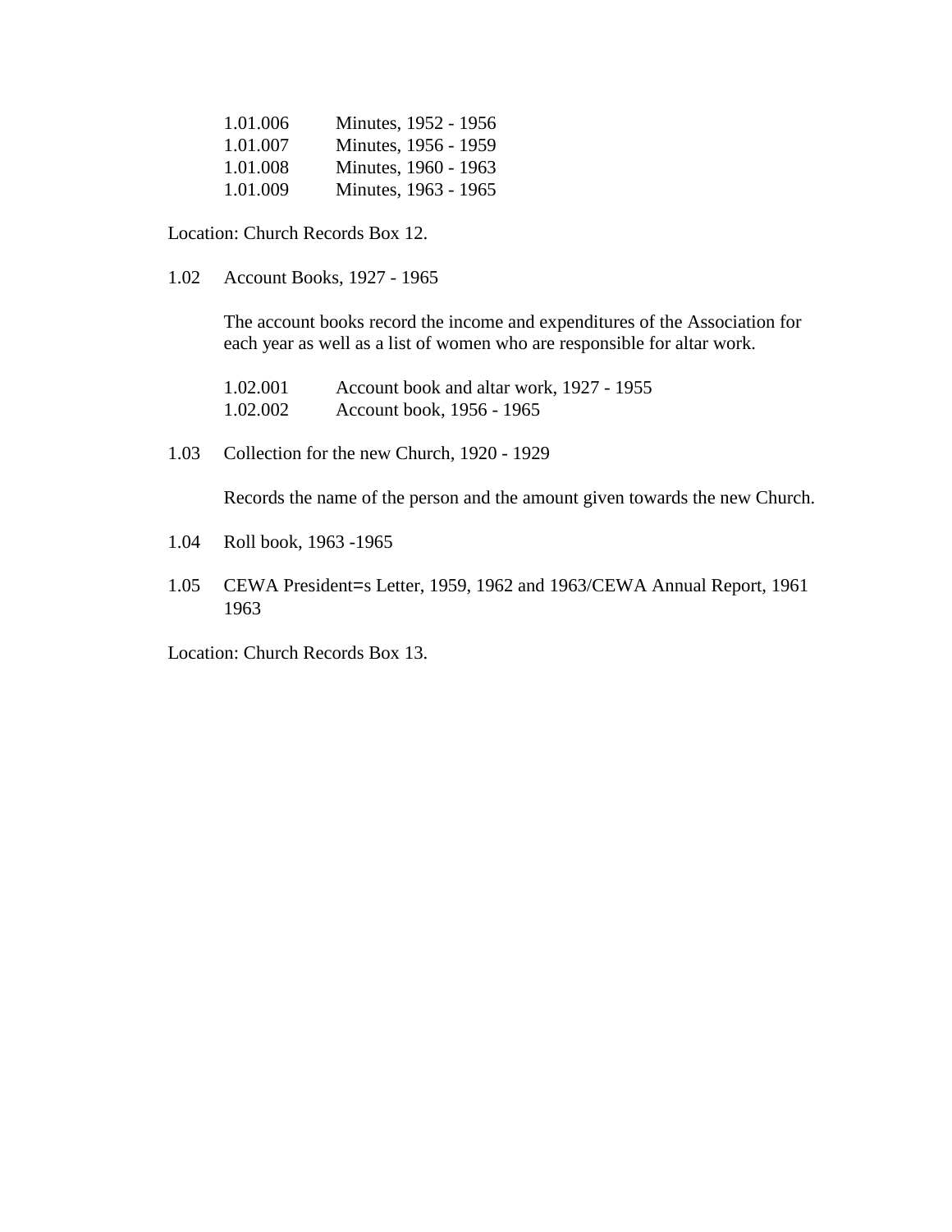1.01.006 Minutes, 1952 - 1956
1.01.007 Minutes, 1956 - 1959
1.01.008 Minutes, 1960 - 1963
1.01.009 Minutes, 1963 - 1965

Location: Church Records Box 12.

1.02 Account Books, 1927 - 1965

The account books record the income and expenditures of the Association for each year as well as a list of women who are responsible for altar work.

1.02.001 Account book and altar work, 1927 - 1955
1.02.002 Account book, 1956 - 1965

1.03 Collection for the new Church, 1920 - 1929

Records the name of the person and the amount given towards the new Church.

1.04 Roll book, 1963 -1965

1.05 CEWA President=s Letter, 1959, 1962 and 1963/CEWA Annual Report, 1961 1963

Location: Church Records Box 13.